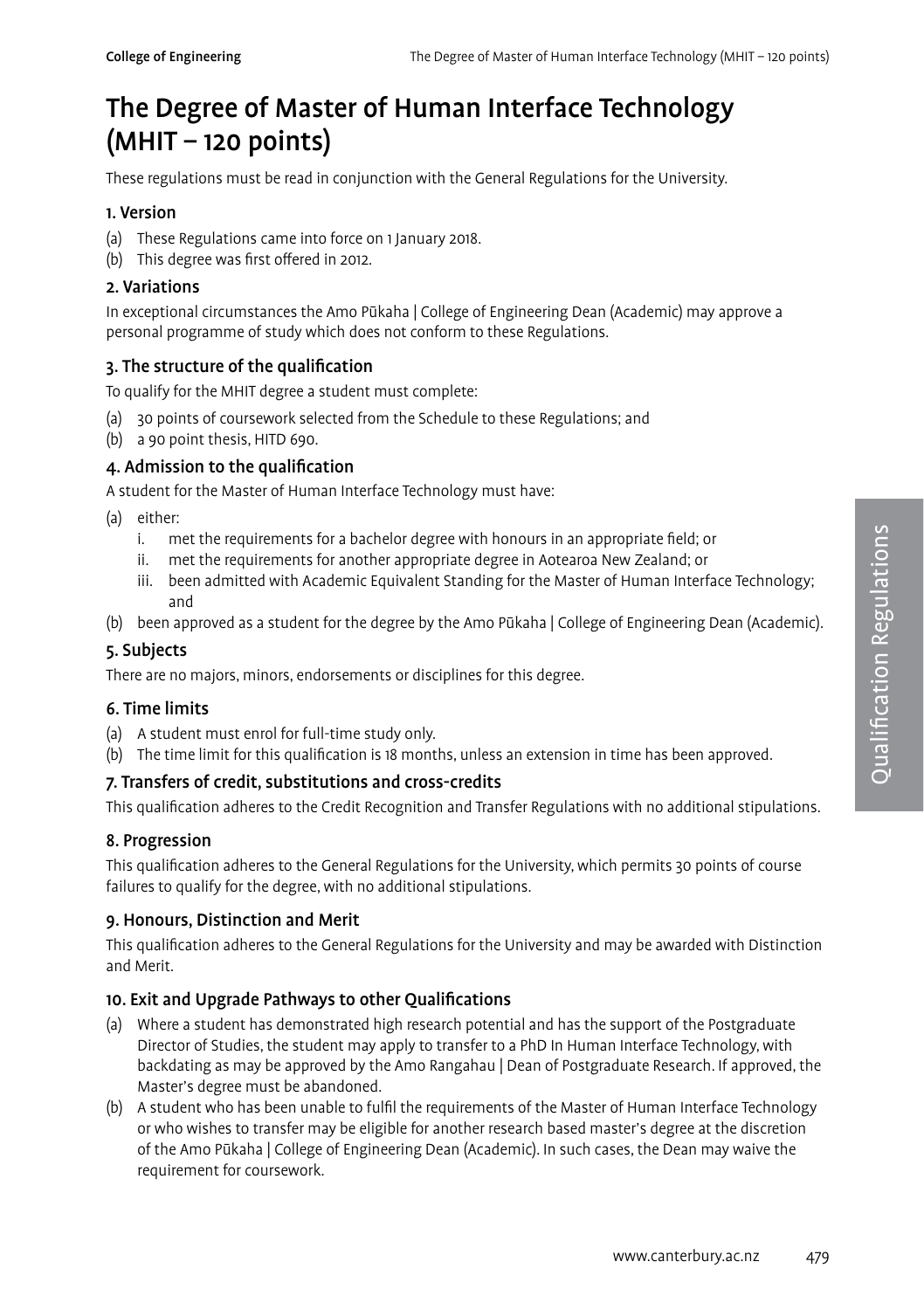# The Degree of Master of Human Interface Technology (MHIT – 120 points)

These regulations must be read in conjunction with the General Regulations for the University.

### 1. Version

(a) These Regulations came into force on 1 January 2018.

(b) This degree was first offered in 2012.

### 2. Variations

In exceptional circumstances the Amo Pūkaha | College of Engineering Dean (Academic) may approve a personal programme of study which does not conform to these Regulations.

### 3. The structure of the qualification

To qualify for the MHIT degree a student must complete:

(a) 30 points of coursework selected from the Schedule to these Regulations; and

(b) a 90 point thesis, HITD 690.

### 4. Admission to the qualification

A student for the Master of Human Interface Technology must have:

(a) either:

  i. met the requirements for a bachelor degree with honours in an appropriate field; or

  ii. met the requirements for another appropriate degree in Aotearoa New Zealand; or

  iii. been admitted with Academic Equivalent Standing for the Master of Human Interface Technology; and

(b) been approved as a student for the degree by the Amo Pūkaha | College of Engineering Dean (Academic).

### 5. Subjects

There are no majors, minors, endorsements or disciplines for this degree.

### 6. Time limits

(a) A student must enrol for full-time study only.

(b) The time limit for this qualification is 18 months, unless an extension in time has been approved.

### 7. Transfers of credit, substitutions and cross-credits

This qualification adheres to the Credit Recognition and Transfer Regulations with no additional stipulations.

### 8. Progression

This qualification adheres to the General Regulations for the University, which permits 30 points of course failures to qualify for the degree, with no additional stipulations.

### 9. Honours, Distinction and Merit

This qualification adheres to the General Regulations for the University and may be awarded with Distinction and Merit.

### 10. Exit and Upgrade Pathways to other Qualifications

(a) Where a student has demonstrated high research potential and has the support of the Postgraduate Director of Studies, the student may apply to transfer to a PhD In Human Interface Technology, with backdating as may be approved by the Amo Rangahau | Dean of Postgraduate Research. If approved, the Master's degree must be abandoned.

(b) A student who has been unable to fulfil the requirements of the Master of Human Interface Technology or who wishes to transfer may be eligible for another research based master's degree at the discretion of the Amo Pūkaha | College of Engineering Dean (Academic). In such cases, the Dean may waive the requirement for coursework.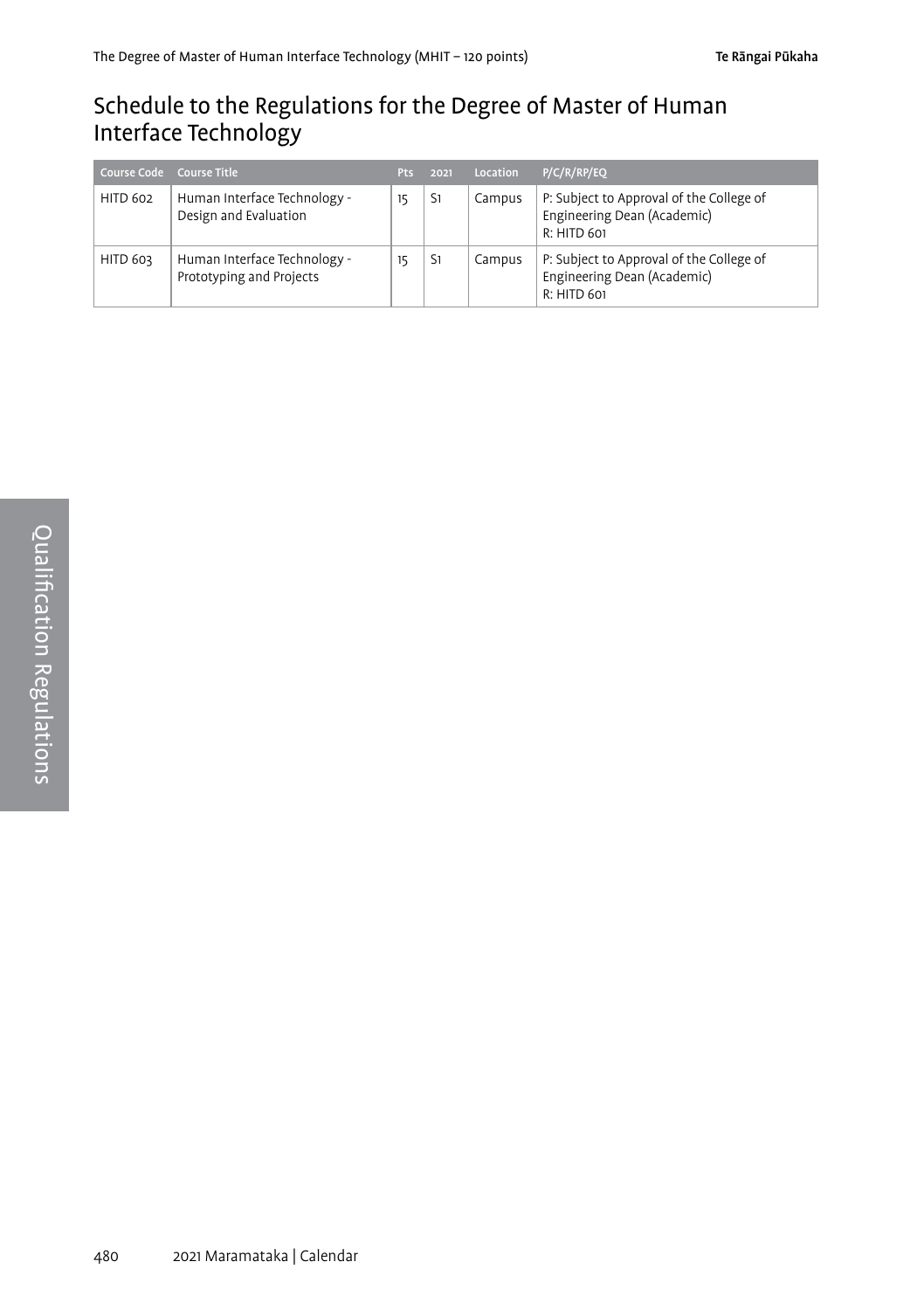## Schedule to the Regulations for the Degree of Master of Human Interface Technology

| Course Code | Course Title | Pts | 2021 | Location | P/C/R/RP/EQ |
|---|---|---|---|---|---|
| HITD 602 | Human Interface Technology - Design and Evaluation | 15 | S1 | Campus | P: Subject to Approval of the College of Engineering Dean (Academic)<br>R: HITD 601 |
| HITD 603 | Human Interface Technology - Prototyping and Projects | 15 | S1 | Campus | P: Subject to Approval of the College of Engineering Dean (Academic)<br>R: HITD 601 |